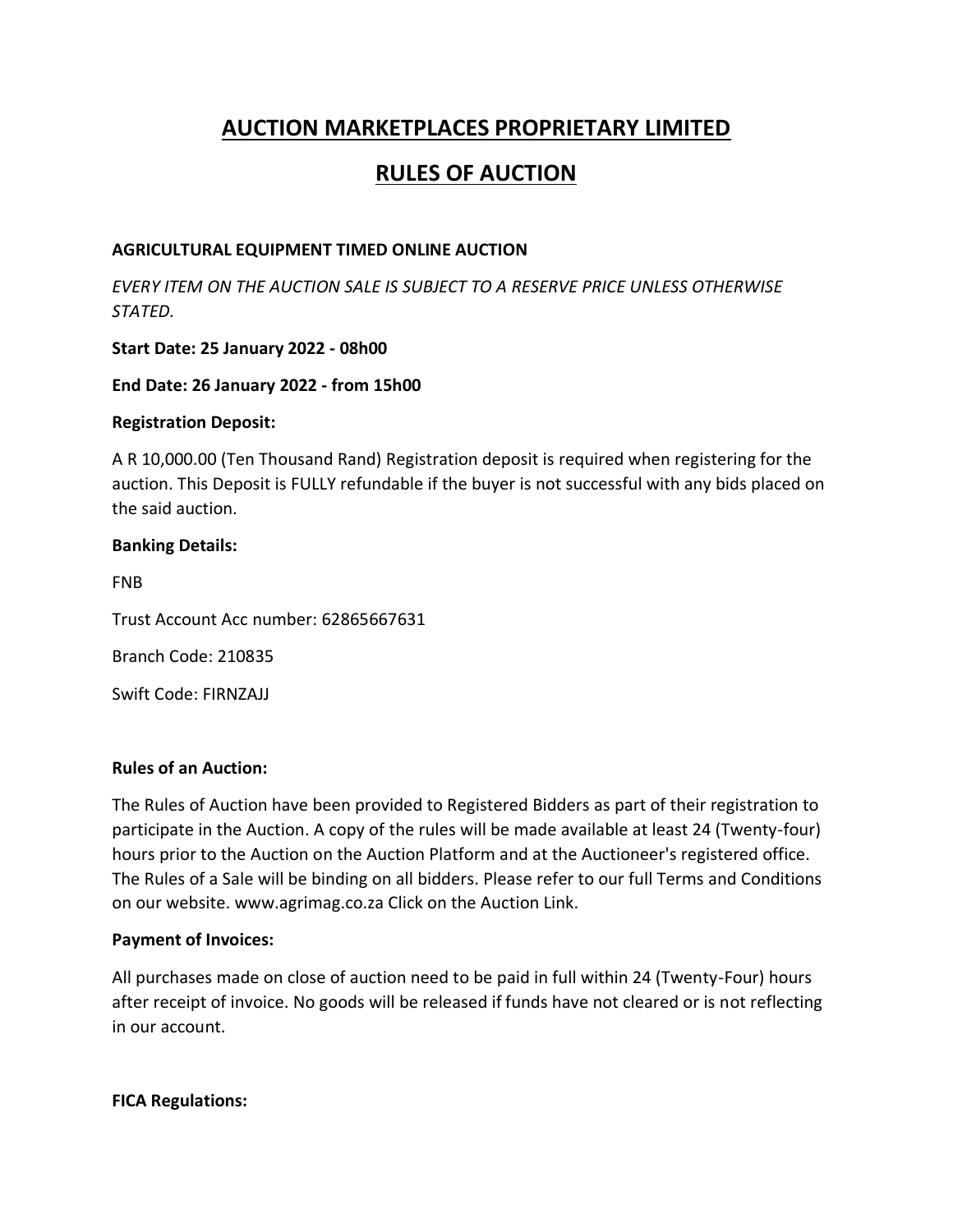# AUCTION MARKETPLACES PROPRIETARY LIMITED

# RULES OF AUCTION

**AGRICULTURAL EQUIPMENT TIMED ONLINE AUCTION**

*EVERY ITEM ON THE AUCTION SALE IS SUBJECT TO A RESERVE PRICE UNLESS OTHERWISE STATED.*

**Start Date: 25 January 2022 - 08h00**

**End Date: 26 January 2022 - from 15h00**

**Registration Deposit:**

A R 10,000.00 (Ten Thousand Rand) Registration deposit is required when registering for the auction. This Deposit is FULLY refundable if the buyer is not successful with any bids placed on the said auction.

**Banking Details:**

FNB

Trust Account Acc number: 62865667631

Branch Code: 210835

Swift Code: FIRNZAJJ

**Rules of an Auction:**

The Rules of Auction have been provided to Registered Bidders as part of their registration to participate in the Auction. A copy of the rules will be made available at least 24 (Twenty-four) hours prior to the Auction on the Auction Platform and at the Auctioneer's registered office. The Rules of a Sale will be binding on all bidders. Please refer to our full Terms and Conditions on our website. www.agrimag.co.za Click on the Auction Link.

**Payment of Invoices:**

All purchases made on close of auction need to be paid in full within 24 (Twenty-Four) hours after receipt of invoice. No goods will be released if funds have not cleared or is not reflecting in our account.

**FICA Regulations:**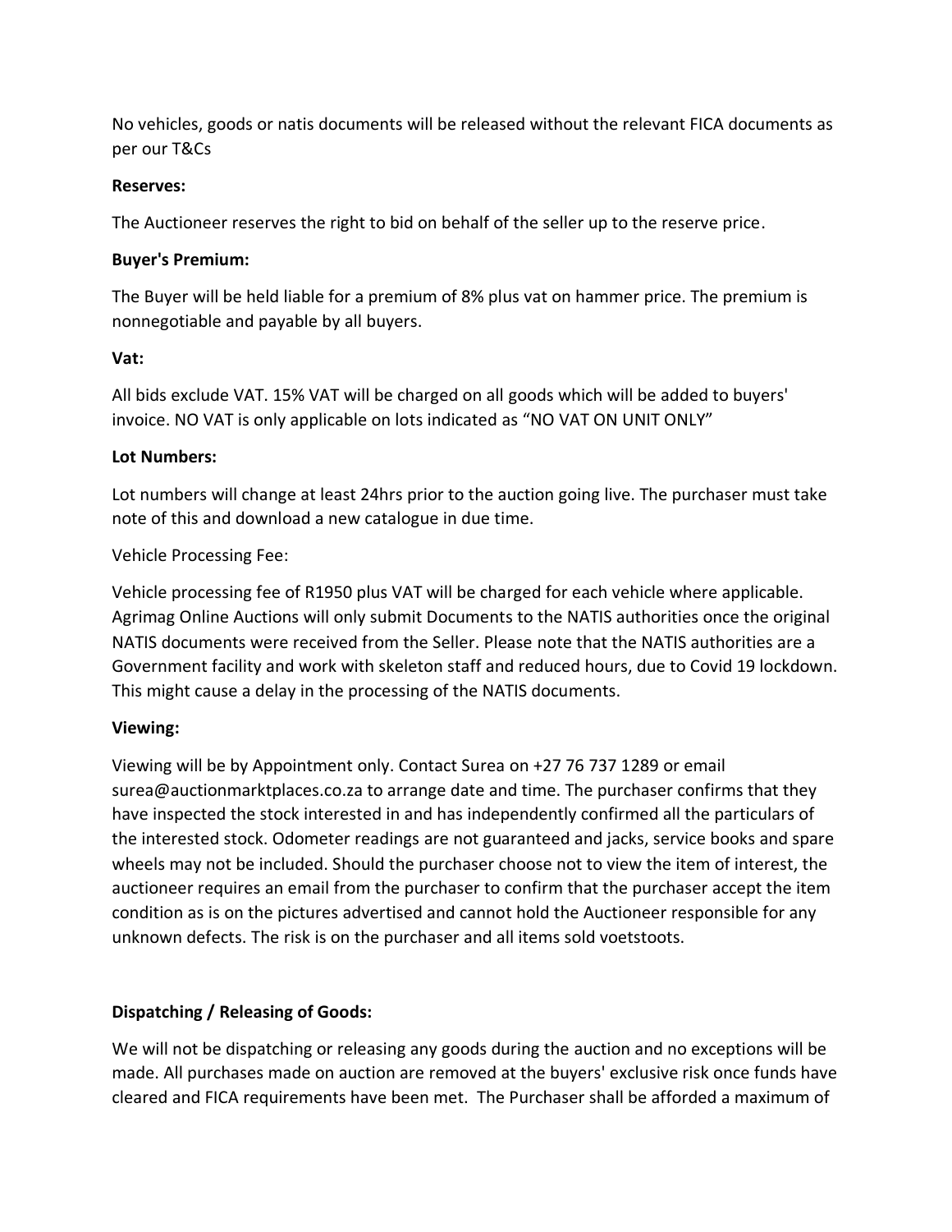No vehicles, goods or natis documents will be released without the relevant FICA documents as per our T&Cs

**Reserves:**

The Auctioneer reserves the right to bid on behalf of the seller up to the reserve price.

**Buyer's Premium:**

The Buyer will be held liable for a premium of 8% plus vat on hammer price. The premium is nonnegotiable and payable by all buyers.

**Vat:**

All bids exclude VAT. 15% VAT will be charged on all goods which will be added to buyers' invoice. NO VAT is only applicable on lots indicated as "NO VAT ON UNIT ONLY"

**Lot Numbers:**

Lot numbers will change at least 24hrs prior to the auction going live. The purchaser must take note of this and download a new catalogue in due time.

Vehicle Processing Fee:

Vehicle processing fee of R1950 plus VAT will be charged for each vehicle where applicable. Agrimag Online Auctions will only submit Documents to the NATIS authorities once the original NATIS documents were received from the Seller. Please note that the NATIS authorities are a Government facility and work with skeleton staff and reduced hours, due to Covid 19 lockdown. This might cause a delay in the processing of the NATIS documents.

**Viewing:**

Viewing will be by Appointment only. Contact Surea on +27 76 737 1289 or email surea@auctionmarktplaces.co.za to arrange date and time. The purchaser confirms that they have inspected the stock interested in and has independently confirmed all the particulars of the interested stock. Odometer readings are not guaranteed and jacks, service books and spare wheels may not be included. Should the purchaser choose not to view the item of interest, the auctioneer requires an email from the purchaser to confirm that the purchaser accept the item condition as is on the pictures advertised and cannot hold the Auctioneer responsible for any unknown defects. The risk is on the purchaser and all items sold voetstoots.

**Dispatching / Releasing of Goods:**

We will not be dispatching or releasing any goods during the auction and no exceptions will be made. All purchases made on auction are removed at the buyers' exclusive risk once funds have cleared and FICA requirements have been met. The Purchaser shall be afforded a maximum of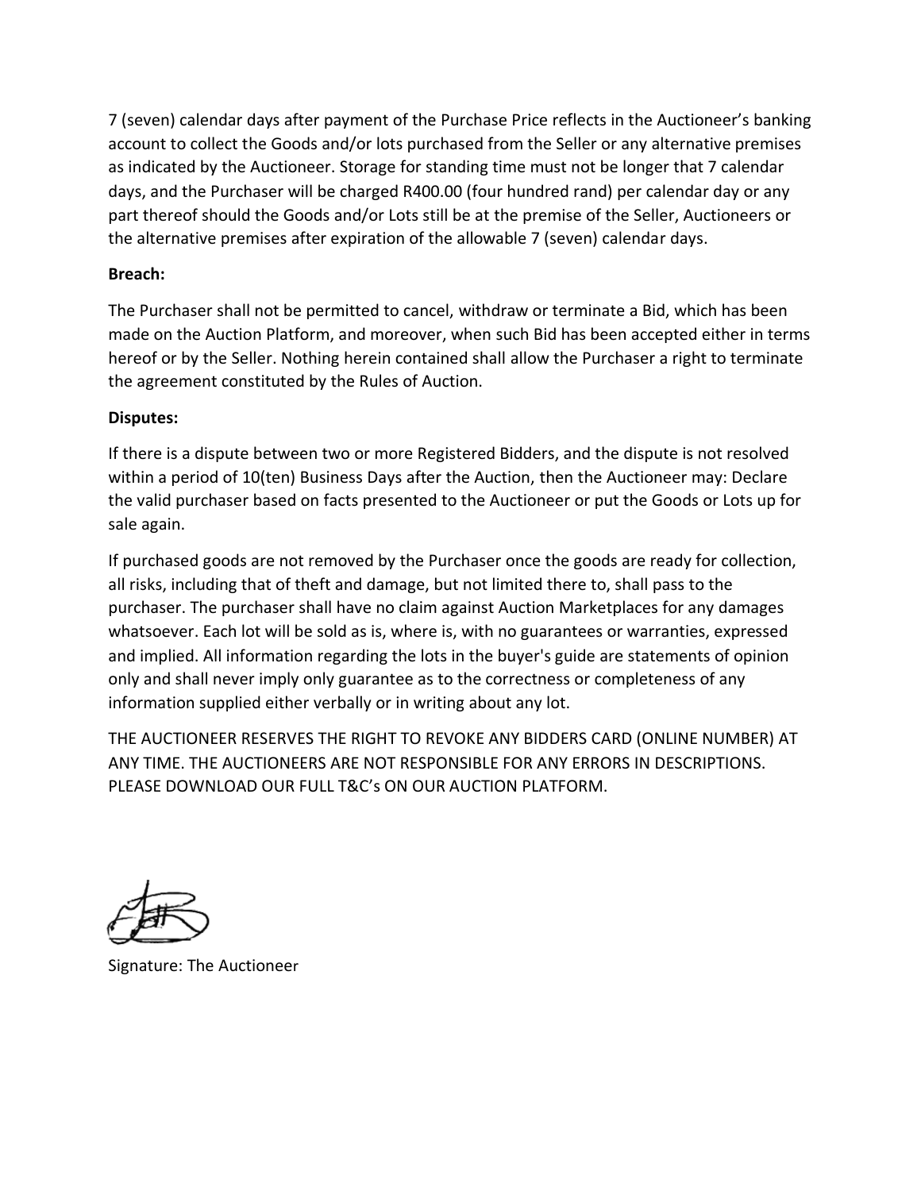7 (seven) calendar days after payment of the Purchase Price reflects in the Auctioneer's banking account to collect the Goods and/or lots purchased from the Seller or any alternative premises as indicated by the Auctioneer. Storage for standing time must not be longer that 7 calendar days, and the Purchaser will be charged R400.00 (four hundred rand) per calendar day or any part thereof should the Goods and/or Lots still be at the premise of the Seller, Auctioneers or the alternative premises after expiration of the allowable 7 (seven) calendar days.

**Breach:**

The Purchaser shall not be permitted to cancel, withdraw or terminate a Bid, which has been made on the Auction Platform, and moreover, when such Bid has been accepted either in terms hereof or by the Seller. Nothing herein contained shall allow the Purchaser a right to terminate the agreement constituted by the Rules of Auction.

**Disputes:**

If there is a dispute between two or more Registered Bidders, and the dispute is not resolved within a period of 10(ten) Business Days after the Auction, then the Auctioneer may: Declare the valid purchaser based on facts presented to the Auctioneer or put the Goods or Lots up for sale again.

If purchased goods are not removed by the Purchaser once the goods are ready for collection, all risks, including that of theft and damage, but not limited there to, shall pass to the purchaser. The purchaser shall have no claim against Auction Marketplaces for any damages whatsoever. Each lot will be sold as is, where is, with no guarantees or warranties, expressed and implied. All information regarding the lots in the buyer's guide are statements of opinion only and shall never imply only guarantee as to the correctness or completeness of any information supplied either verbally or in writing about any lot.

THE AUCTIONEER RESERVES THE RIGHT TO REVOKE ANY BIDDERS CARD (ONLINE NUMBER) AT ANY TIME. THE AUCTIONEERS ARE NOT RESPONSIBLE FOR ANY ERRORS IN DESCRIPTIONS. PLEASE DOWNLOAD OUR FULL T&C's ON OUR AUCTION PLATFORM.

Signature: The Auctioneer